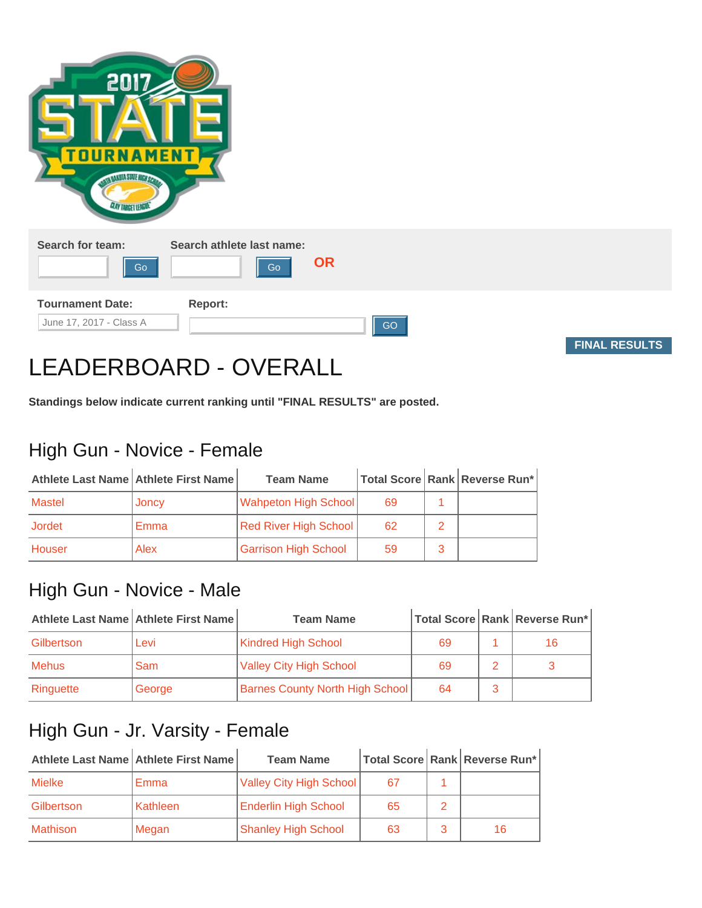Search for team: Go

Search athlete last name: Go

OR

Tournament Date: June 17, 2017 - Class A

Report: GO

FINAL RESULTS

# LEADERBOARD - OVERALL

**Standings below indicate current ranking until "FINAL RESULTS" are posted.**

## High Gun - Novice - Female

| Athlete Last Name | Athlete First Name | Team Name | Total Score | Rank | Reverse Run* |
|---|---|---|---|---|---|
| Mastel | Joncy | Wahpeton High School | 69 | 1 | |
| Jordet | Emma | Red River High School | 62 | 2 | |
| Houser | Alex | Garrison High School | 59 | 3 | |

## High Gun - Novice - Male

| Athlete Last Name | Athlete First Name | Team Name | Total Score | Rank | Reverse Run* |
|---|---|---|---|---|---|
| Gilbertson | Levi | Kindred High School | 69 | 1 | 16 |
| Mehus | Sam | Valley City High School | 69 | 2 | 3 |
| Ringuette | George | Barnes County North High School | 64 | 3 | |

## High Gun - Jr. Varsity - Female

| Athlete Last Name | Athlete First Name | Team Name | Total Score | Rank | Reverse Run* |
|---|---|---|---|---|---|
| Mielke | Emma | Valley City High School | 67 | 1 | |
| Gilbertson | Kathleen | Enderlin High School | 65 | 2 | |
| Mathison | Megan | Shanley High School | 63 | 3 | 16 |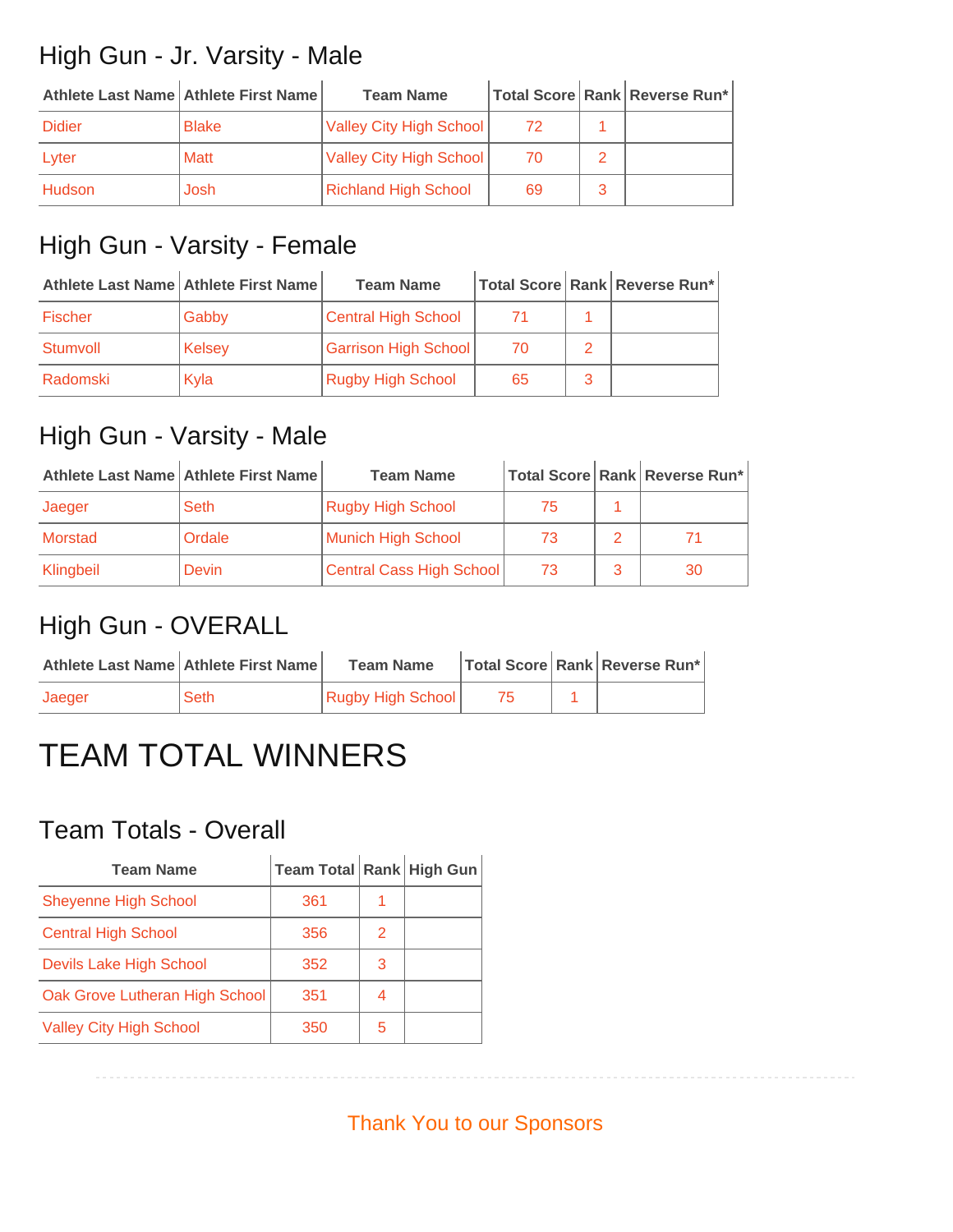## High Gun - Jr. Varsity - Male

| Athlete Last Name | Athlete First Name | Team Name | Total Score | Rank | Reverse Run* |
| --- | --- | --- | --- | --- | --- |
| Didier | Blake | Valley City High School | 72 | 1 | |
| Lyter | Matt | Valley City High School | 70 | 2 | |
| Hudson | Josh | Richland High School | 69 | 3 | |

## High Gun - Varsity - Female

| Athlete Last Name | Athlete First Name | Team Name | Total Score | Rank | Reverse Run* |
| --- | --- | --- | --- | --- | --- |
| Fischer | Gabby | Central High School | 71 | 1 | |
| Stumvoll | Kelsey | Garrison High School | 70 | 2 | |
| Radomski | Kyla | Rugby High School | 65 | 3 | |

## High Gun - Varsity - Male

| Athlete Last Name | Athlete First Name | Team Name | Total Score | Rank | Reverse Run* |
| --- | --- | --- | --- | --- | --- |
| Jaeger | Seth | Rugby High School | 75 | 1 | |
| Morstad | Ordale | Munich High School | 73 | 2 | 71 |
| Klingbeil | Devin | Central Cass High School | 73 | 3 | 30 |

## High Gun - OVERALL

| Athlete Last Name | Athlete First Name | Team Name | Total Score | Rank | Reverse Run* |
| --- | --- | --- | --- | --- | --- |
| Jaeger | Seth | Rugby High School | 75 | 1 | |

# TEAM TOTAL WINNERS

## Team Totals - Overall

| Team Name | Team Total | Rank | High Gun |
| --- | --- | --- | --- |
| Sheyenne High School | 361 | 1 | |
| Central High School | 356 | 2 | |
| Devils Lake High School | 352 | 3 | |
| Oak Grove Lutheran High School | 351 | 4 | |
| Valley City High School | 350 | 5 | |

---

Thank You to our Sponsors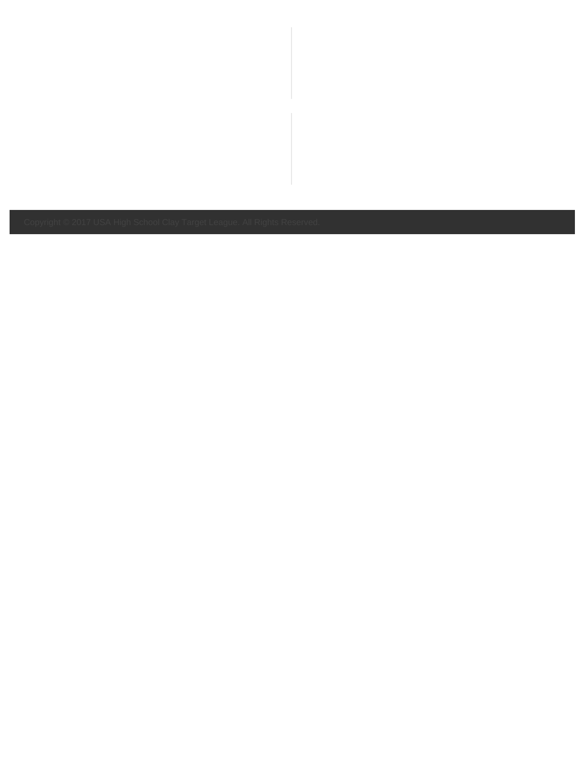Copyright © 2017 USA High School Clay Target League. All Rights Reserved.